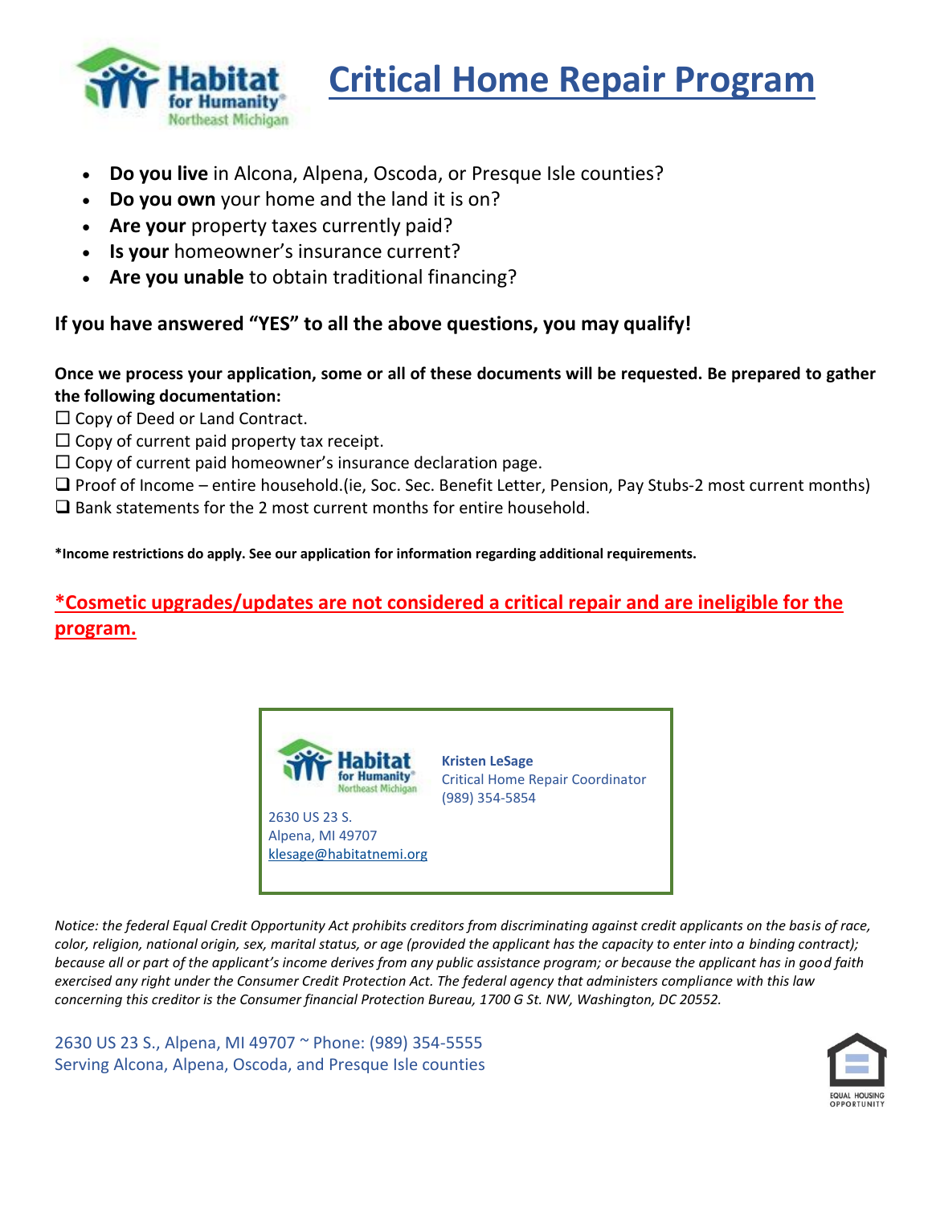# Critical Home Repair Program

- **Do you live** in Alcona, Alpena, Oscoda, or Presque Isle counties?
- **Do you own** your home and the land it is on?
- **Are your** property taxes currently paid?
- **Is your** homeowner's insurance current?
- **Are you unable** to obtain traditional financing?

**If you have answered "YES" to all the above questions, you may qualify!**

**Once we process your application, some or all of these documents will be requested. Be prepared to gather the following documentation:**

☐ Copy of Deed or Land Contract.
☐ Copy of current paid property tax receipt.
☐ Copy of current paid homeowner's insurance declaration page.
☐ Proof of Income – entire household.(ie, Soc. Sec. Benefit Letter, Pension, Pay Stubs-2 most current months)
☐ Bank statements for the 2 most current months for entire household.

***Income restrictions do apply. See our application for information regarding additional requirements.**

**\*Cosmetic upgrades/updates are not considered a critical repair and are ineligible for the program.**

Habitat for Humanity Northeast Michigan
2630 US 23 S.
Alpena, MI 49707
klesage@habitatnemi.org

**Kristen LeSage**
Critical Home Repair Coordinator
(989) 354-5854

*Notice: the federal Equal Credit Opportunity Act prohibits creditors from discriminating against credit applicants on the basis of race, color, religion, national origin, sex, marital status, or age (provided the applicant has the capacity to enter into a binding contract); because all or part of the applicant's income derives from any public assistance program; or because the applicant has in good faith exercised any right under the Consumer Credit Protection Act. The federal agency that administers compliance with this law concerning this creditor is the Consumer financial Protection Bureau, 1700 G St. NW, Washington, DC 20552.*

2630 US 23 S., Alpena, MI 49707 ~ Phone: (989) 354-5555
Serving Alcona, Alpena, Oscoda, and Presque Isle counties

EQUAL HOUSING OPPORTUNITY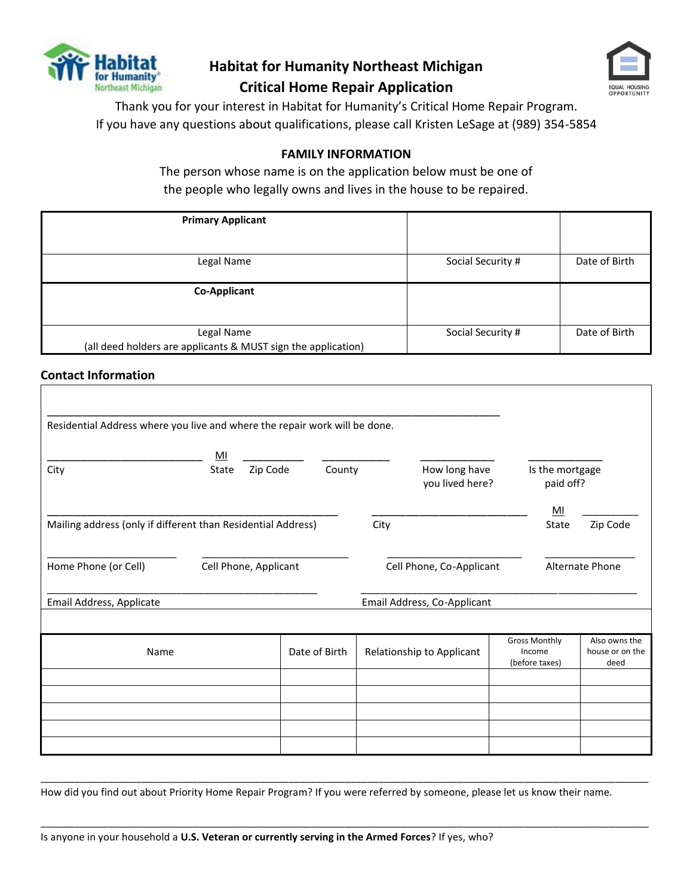# Habitat for Humanity Northeast Michigan
# Critical Home Repair Application

Thank you for your interest in Habitat for Humanity's Critical Home Repair Program.
If you have any questions about qualifications, please call Kristen LeSage at (989) 354-5854

## FAMILY INFORMATION

The person whose name is on the application below must be one of the people who legally owns and lives in the house to be repaired.

| **Primary Applicant** | | |
|---|---|---|
| Legal Name | Social Security # | Date of Birth |
| **Co-Applicant** | | |
| Legal Name (all deed holders are applicants & MUST sign the application) | Social Security # | Date of Birth |

### Contact Information

\_\_\_\_\_\_\_\_\_\_\_\_\_\_\_\_\_\_\_\_\_\_\_\_\_\_\_\_\_\_\_\_\_\_\_\_\_\_\_\_\_\_\_\_\_\_\_\_
Residential Address where you live and where the repair work will be done.

\_\_\_\_\_\_\_\_\_\_\_\_ MI \_\_\_\_\_\_\_\_ \_\_\_\_\_\_\_\_ \_\_\_\_\_\_\_\_ \_\_\_\_\_\_\_\_
City | State | Zip Code | County | How long have you lived here? | Is the mortgage paid off?

\_\_\_\_\_\_\_\_\_\_\_\_\_\_\_\_\_\_\_\_\_\_\_\_ \_\_\_\_\_\_\_\_\_\_\_\_ MI \_\_\_\_\_\_\_\_
Mailing address (only if different than Residential Address) | City | State | Zip Code

\_\_\_\_\_\_\_\_\_\_\_\_ \_\_\_\_\_\_\_\_\_\_\_\_ \_\_\_\_\_\_\_\_\_\_\_\_ \_\_\_\_\_\_\_\_\_\_\_\_
Home Phone (or Cell) | Cell Phone, Applicant | Cell Phone, Co-Applicant | Alternate Phone

\_\_\_\_\_\_\_\_\_\_\_\_\_\_\_\_\_\_\_\_\_\_\_\_ \_\_\_\_\_\_\_\_\_\_\_\_\_\_\_\_\_\_\_\_\_\_\_\_
Email Address, Applicate | Email Address, Co-Applicant

| Name | Date of Birth | Relationship to Applicant | Gross Monthly Income (before taxes) | Also owns the house or on the deed |
|---|---|---|---|---|
| | | | | |
| | | | | |
| | | | | |
| | | | | |
| | | | | |

\_\_\_\_\_\_\_\_\_\_\_\_\_\_\_\_\_\_\_\_\_\_\_\_\_\_\_\_\_\_\_\_\_\_\_\_\_\_\_\_\_\_\_\_\_\_\_\_
How did you find out about Priority Home Repair Program? If you were referred by someone, please let us know their name.

\_\_\_\_\_\_\_\_\_\_\_\_\_\_\_\_\_\_\_\_\_\_\_\_\_\_\_\_\_\_\_\_\_\_\_\_\_\_\_\_\_\_\_\_\_\_\_\_
Is anyone in your household a **U.S. Veteran or currently serving in the Armed Forces**? If yes, who?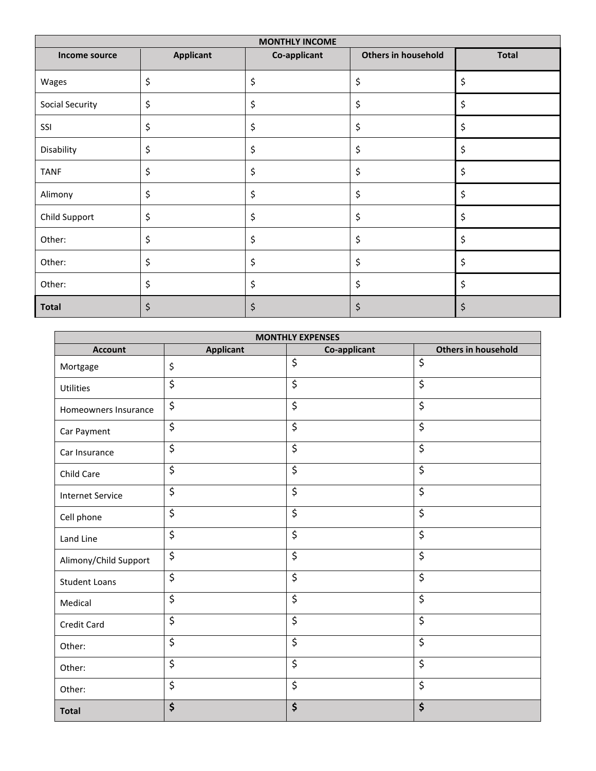| MONTHLY INCOME | | | | |
|---|---|---|---|---|
| **Income source** | **Applicant** | **Co-applicant** | **Others in household** | **Total** |
| Wages | $ | $ | $ | $ |
| Social Security | $ | $ | $ | $ |
| SSI | $ | $ | $ | $ |
| Disability | $ | $ | $ | $ |
| TANF | $ | $ | $ | $ |
| Alimony | $ | $ | $ | $ |
| Child Support | $ | $ | $ | $ |
| Other: | $ | $ | $ | $ |
| Other: | $ | $ | $ | $ |
| Other: | $ | $ | $ | $ |
| **Total** | $ | $ | $ | $ |

| MONTHLY EXPENSES | | | |
|---|---|---|---|
| **Account** | **Applicant** | **Co-applicant** | **Others in household** |
| Mortgage | $ | $ | $ |
| Utilities | $ | $ | $ |
| Homeowners Insurance | $ | $ | $ |
| Car Payment | $ | $ | $ |
| Car Insurance | $ | $ | $ |
| Child Care | $ | $ | $ |
| Internet Service | $ | $ | $ |
| Cell phone | $ | $ | $ |
| Land Line | $ | $ | $ |
| Alimony/Child Support | $ | $ | $ |
| Student Loans | $ | $ | $ |
| Medical | $ | $ | $ |
| Credit Card | $ | $ | $ |
| Other: | $ | $ | $ |
| Other: | $ | $ | $ |
| Other: | $ | $ | $ |
| **Total** | **$** | **$** | **$** |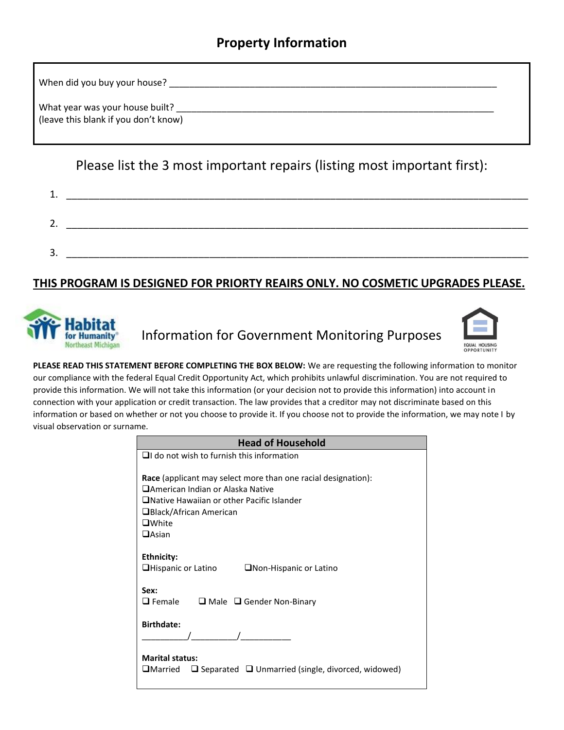## Property Information

When did you buy your house? ________________________________________________________________

What year was your house built? ______________________________________________________________
(leave this blank if you don't know)

### Please list the 3 most important repairs (listing most important first):

1. ________________________________________________________________________________________

2. ________________________________________________________________________________________

3. ________________________________________________________________________________________

**<u>THIS PROGRAM IS DESIGNED FOR PRIORTY REAIRS ONLY. NO COSMETIC UPGRADES PLEASE.</u>**

Habitat for Humanity® Northeast Michigan

## Information for Government Monitoring Purposes

EQUAL HOUSING OPPORTUNITY

**PLEASE READ THIS STATEMENT BEFORE COMPLETING THE BOX BELOW:** We are requesting the following information to monitor our compliance with the federal Equal Credit Opportunity Act, which prohibits unlawful discrimination. You are not required to provide this information. We will not take this information (or your decision not to provide this information) into account in connection with your application or credit transaction. The law provides that a creditor may not discriminate based on this information or based on whether or not you choose to provide it. If you choose not to provide the information, we may note I by visual observation or surname.

| Head of Household |
|---|
| ❑I do not wish to furnish this information<br><br>**Race** (applicant may select more than one racial designation):<br>❑American Indian or Alaska Native<br>❑Native Hawaiian or other Pacific Islander<br>❑Black/African American<br>❑White<br>❑Asian<br><br>**Ethnicity:**<br>❑Hispanic or Latino ❑Non-Hispanic or Latino<br><br>**Sex:**<br>❑ Female ❑ Male ❑ Gender Non-Binary<br><br>**Birthdate:**<br>_________/_________/__________<br><br>**Marital status:**<br>❑Married ❑ Separated ❑ Unmarried (single, divorced, widowed) |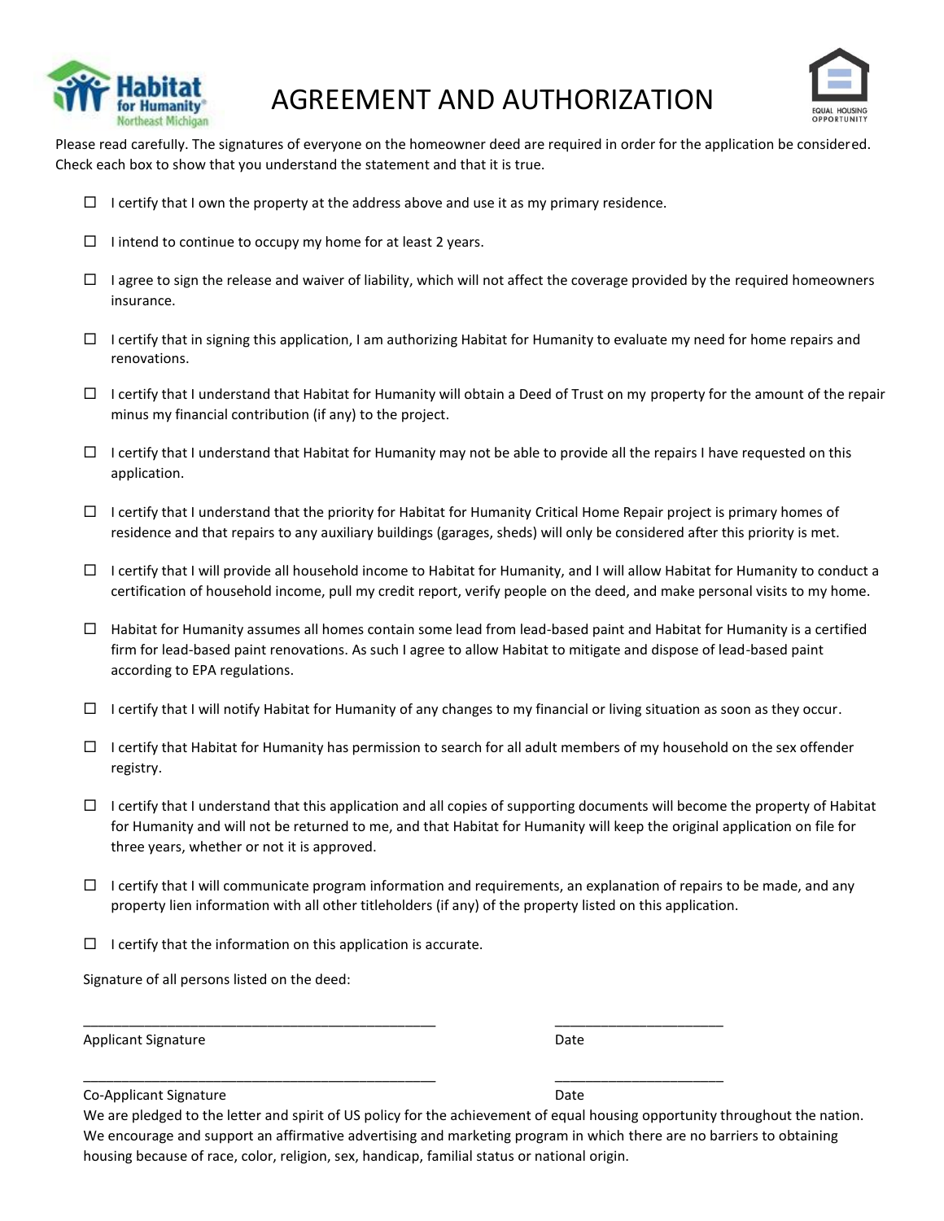# AGREEMENT AND AUTHORIZATION

Please read carefully. The signatures of everyone on the homeowner deed are required in order for the application be considered. Check each box to show that you understand the statement and that it is true.

- ☐ I certify that I own the property at the address above and use it as my primary residence.
- ☐ I intend to continue to occupy my home for at least 2 years.
- ☐ I agree to sign the release and waiver of liability, which will not affect the coverage provided by the required homeowners insurance.
- ☐ I certify that in signing this application, I am authorizing Habitat for Humanity to evaluate my need for home repairs and renovations.
- ☐ I certify that I understand that Habitat for Humanity will obtain a Deed of Trust on my property for the amount of the repair minus my financial contribution (if any) to the project.
- ☐ I certify that I understand that Habitat for Humanity may not be able to provide all the repairs I have requested on this application.
- ☐ I certify that I understand that the priority for Habitat for Humanity Critical Home Repair project is primary homes of residence and that repairs to any auxiliary buildings (garages, sheds) will only be considered after this priority is met.
- ☐ I certify that I will provide all household income to Habitat for Humanity, and I will allow Habitat for Humanity to conduct a certification of household income, pull my credit report, verify people on the deed, and make personal visits to my home.
- ☐ Habitat for Humanity assumes all homes contain some lead from lead-based paint and Habitat for Humanity is a certified firm for lead-based paint renovations. As such I agree to allow Habitat to mitigate and dispose of lead-based paint according to EPA regulations.
- ☐ I certify that I will notify Habitat for Humanity of any changes to my financial or living situation as soon as they occur.
- ☐ I certify that Habitat for Humanity has permission to search for all adult members of my household on the sex offender registry.
- ☐ I certify that I understand that this application and all copies of supporting documents will become the property of Habitat for Humanity and will not be returned to me, and that Habitat for Humanity will keep the original application on file for three years, whether or not it is approved.
- ☐ I certify that I will communicate program information and requirements, an explanation of repairs to be made, and any property lien information with all other titleholders (if any) of the property listed on this application.
- ☐ I certify that the information on this application is accurate.

Signature of all persons listed on the deed:

_______________________________________________ &nbsp;&nbsp;&nbsp;&nbsp; ______________________

Applicant Signature &nbsp;&nbsp;&nbsp;&nbsp; Date

_______________________________________________ &nbsp;&nbsp;&nbsp;&nbsp; ______________________

Co-Applicant Signature &nbsp;&nbsp;&nbsp;&nbsp; Date

We are pledged to the letter and spirit of US policy for the achievement of equal housing opportunity throughout the nation. We encourage and support an affirmative advertising and marketing program in which there are no barriers to obtaining housing because of race, color, religion, sex, handicap, familial status or national origin.